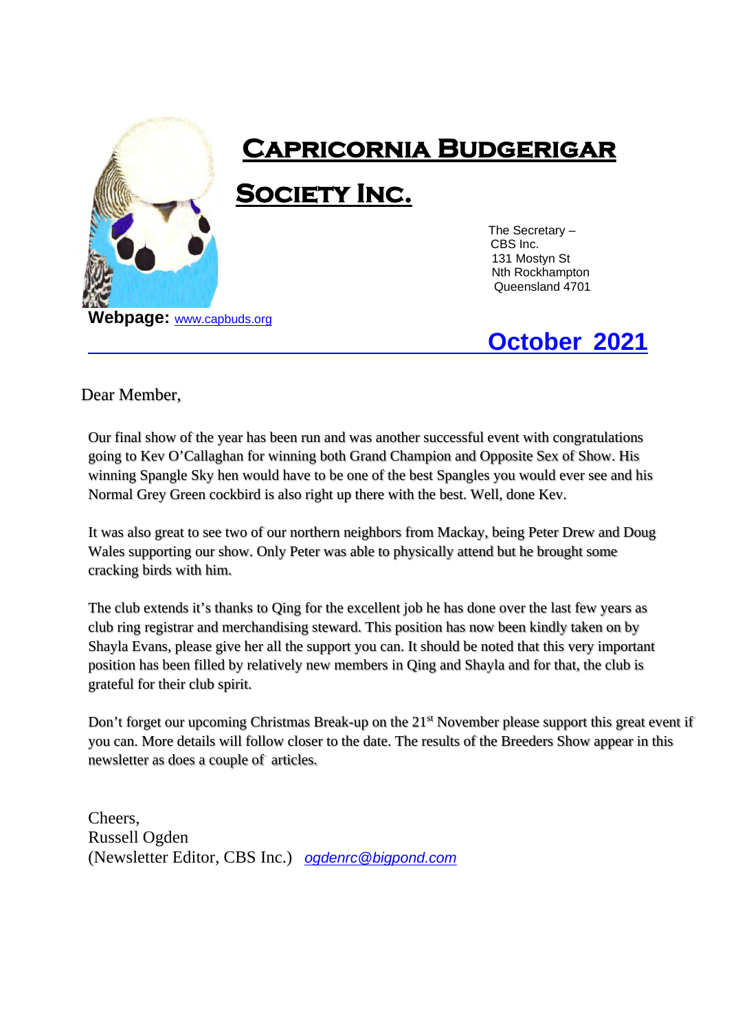# Capricornia Budgerigar Society Inc.

The Secretary –
CBS Inc.
131 Mostyn St
Nth Rockhampton
Queensland 4701

**Webpage:** www.capbuds.org

## October 2021

Dear Member,

Our final show of the year has been run and was another successful event with congratulations going to Kev O'Callaghan for winning both Grand Champion and Opposite Sex of Show. His winning Spangle Sky hen would have to be one of the best Spangles you would ever see and his Normal Grey Green cockbird is also right up there with the best. Well, done Kev.

It was also great to see two of our northern neighbors from Mackay, being Peter Drew and Doug Wales supporting our show. Only Peter was able to physically attend but he brought some cracking birds with him.

The club extends it's thanks to Qing for the excellent job he has done over the last few years as club ring registrar and merchandising steward. This position has now been kindly taken on by Shayla Evans, please give her all the support you can. It should be noted that this very important position has been filled by relatively new members in Qing and Shayla and for that, the club is grateful for their club spirit.

Don't forget our upcoming Christmas Break-up on the 21st November please support this great event if you can. More details will follow closer to the date. The results of the Breeders Show appear in this newsletter as does a couple of articles.

Cheers,
Russell Ogden
(Newsletter Editor, CBS Inc.) *ogdenrc@bigpond.com*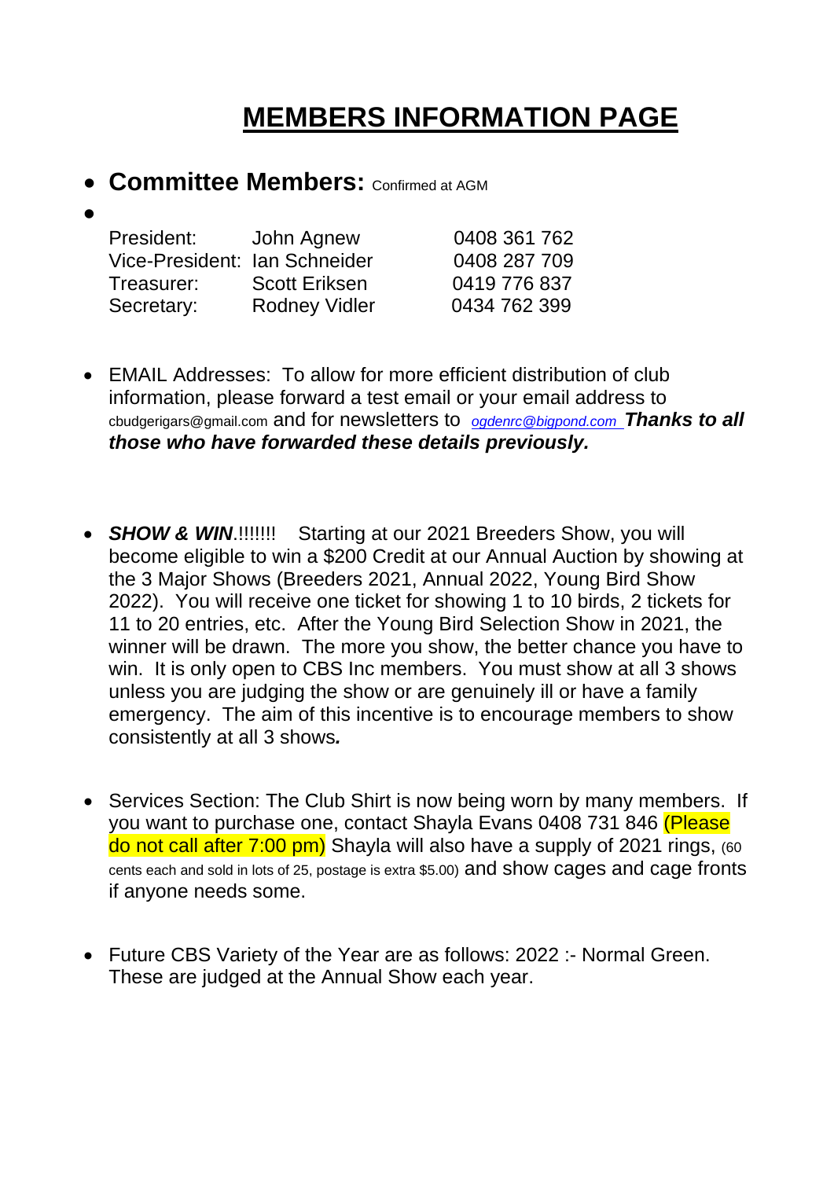# MEMBERS INFORMATION PAGE

- **Committee Members:** Confirmed at AGM
-

| | | |
|---|---|---|
| President: | John Agnew | 0408 361 762 |
| Vice-President: | Ian Schneider | 0408 287 709 |
| Treasurer: | Scott Eriksen | 0419 776 837 |
| Secretary: | Rodney Vidler | 0434 762 399 |

- EMAIL Addresses: To allow for more efficient distribution of club information, please forward a test email or your email address to cbudgerigars@gmail.com and for newsletters to *ogdenrc@bigpond.com* ***Thanks to all those who have forwarded these details previously.***

- ***SHOW & WIN***.!!!!!!! Starting at our 2021 Breeders Show, you will become eligible to win a $200 Credit at our Annual Auction by showing at the 3 Major Shows (Breeders 2021, Annual 2022, Young Bird Show 2022). You will receive one ticket for showing 1 to 10 birds, 2 tickets for 11 to 20 entries, etc. After the Young Bird Selection Show in 2021, the winner will be drawn. The more you show, the better chance you have to win. It is only open to CBS Inc members. You must show at all 3 shows unless you are judging the show or are genuinely ill or have a family emergency. The aim of this incentive is to encourage members to show consistently at all 3 shows***.***

- Services Section: The Club Shirt is now being worn by many members. If you want to purchase one, contact Shayla Evans 0408 731 846 (Please do not call after 7:00 pm) Shayla will also have a supply of 2021 rings, (60 cents each and sold in lots of 25, postage is extra $5.00) and show cages and cage fronts if anyone needs some.

- Future CBS Variety of the Year are as follows: 2022 :- Normal Green. These are judged at the Annual Show each year.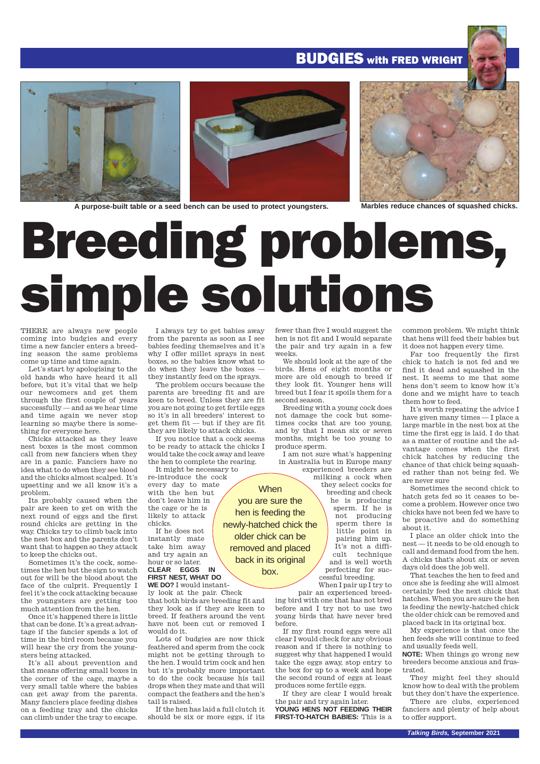BUDGIES with FRED WRIGHT

A purpose-built table or a seed bench can be used to protect youngsters.

Marbles reduce chances of squashed chicks.

# Breeding problems, simple solutions

THERE are always new people coming into budgies and every time a new fancier enters a breeding season the same problems come up time and time again.

Let's start by apologising to the old hands who have heard it all before, but it's vital that we help our newcomers and get them through the first couple of years successfully — and as we hear time and time again we never stop learning so maybe there is something for everyone here.

Chicks attacked as they leave nest boxes is the most common call from new fanciers when they are in a panic. Fanciers have no idea what to do when they see blood and the chicks almost scalped. It's upsetting and we all know it's a problem.

Its probably caused when the pair are keen to get on with the next round of eggs and the first round chicks are getting in the way. Chicks try to climb back into the nest box and the parents don't want that to happen so they attack to keep the chicks out.

Sometimes it's the cock, sometimes the hen but the sign to watch out for will be the blood about the face of the culprit. Frequently I feel it's the cock attacking because the youngsters are getting too much attention from the hen.

Once it's happened there is little that can be done. It's a great advantage if the fancier spends a lot of time in the bird room because you will hear the cry from the youngsters being attacked.

It's all about prevention and that means offering small boxes in the corner of the cage, maybe a very small table where the babies can get away from the parents. Many fanciers place feeding dishes on a feeding tray and the chicks can climb under the tray to escape.

I always try to get babies away from the parents as soon as I see babies feeding themselves and it's why I offer millet sprays in nest boxes, so the babies know what to do when they leave the boxes — they instantly feed on the sprays.

The problem occurs because the parents are breeding fit and are keen to breed. Unless they are fit you are not going to get fertile eggs so it's in all breeders' interest to get them fit — but if they are fit they are likely to attack chicks.

If you notice that a cock seems to be ready to attack the chicks I would take the cock away and leave the hen to complete the rearing.

It might be necessary to re-introduce the cock every day to mate with the hen but don't leave him in the cage or he is likely to attack chicks.

If he does not instantly mate take him away and try again an hour or so later.

**CLEAR EGGS IN FIRST NEST, WHAT DO WE DO?** I would instantly look at the pair. Check that both birds are breeding fit and they look as if they are keen to breed. If feathers around the vent have not been cut or removed I would do it.

Lots of budgies are now thick feathered and sperm from the cock might not be getting through to the hen. I would trim cock and hen but it's probably more important to do the cock because his tail drops when they mate and that will compact the feathers and the hen's tail is raised.

If the hen has laid a full clutch it should be six or more eggs, if its fewer than five I would suggest the hen is not fit and I would separate the pair and try again in a few weeks.

We should look at the age of the birds. Hens of eight months or more are old enough to breed if they look fit. Younger hens will breed but I fear it spoils them for a second season.

Breeding with a young cock does not damage the cock but sometimes cocks that are too young, and by that I mean six or seven months, might be too young to produce sperm.

I am not sure what's happening in Australia but in Europe many experienced breeders are milking a cock when they select cocks for breeding and check he is producing sperm. If he is not producing sperm there is little point in pairing him up. It's not a difficult technique and is well worth perfecting for successful breeding.

When I pair up I try to pair an experienced breeding bird with one that has not bred before and I try not to use two young birds that have never bred before.

If my first round eggs were all clear I would check for any obvious reason and if there is nothing to suggest why that happened I would take the eggs away, stop entry to the box for up to a week and hope the second round of eggs at least produces some fertile eggs.

If they are clear I would break the pair and try again later.

**YOUNG HENS NOT FEEDING THEIR FIRST-TO-HATCH BABIES:** This is a common problem. We might think that hens will feed their babies but it does not happen every time.

Far too frequently the first chick to hatch is not fed and we find it dead and squashed in the nest. It seems to me that some hens don't seem to know how it's done and we might have to teach them how to feed.

It's worth repeating the advice I have given many times — I place a large marble in the nest box at the time the first egg is laid. I do that as a matter of routine and the advantage comes when the first chick hatches by reducing the chance of that chick being squashed rather than not being fed. We are never sure

Sometimes the second chick to hatch gets fed so it ceases to become a problem. However once two chicks have not been fed we have to be proactive and do something about it.

I place an older chick into the nest — it needs to be old enough to call and demand food from the hen. A chicks that's about six or seven days old does the job well.

That teaches the hen to feed and once she is feeding she will almost certainly feed the next chick that hatches. When you are sure the hen is feeding the newly-hatched chick the older chick can be removed and placed back in its original box.

My experience is that once the hen feeds she will continue to feed and usually feeds well.

**NOTE:** When things go wrong new breeders become anxious and frustrated.

They might feel they should know how to deal with the problem but they don't have the experience.

There are clubs, experienced fanciers and plenty of help about to offer support.

> When you are sure the hen is feeding the newly-hatched chick the older chick can be removed and placed back in its original box.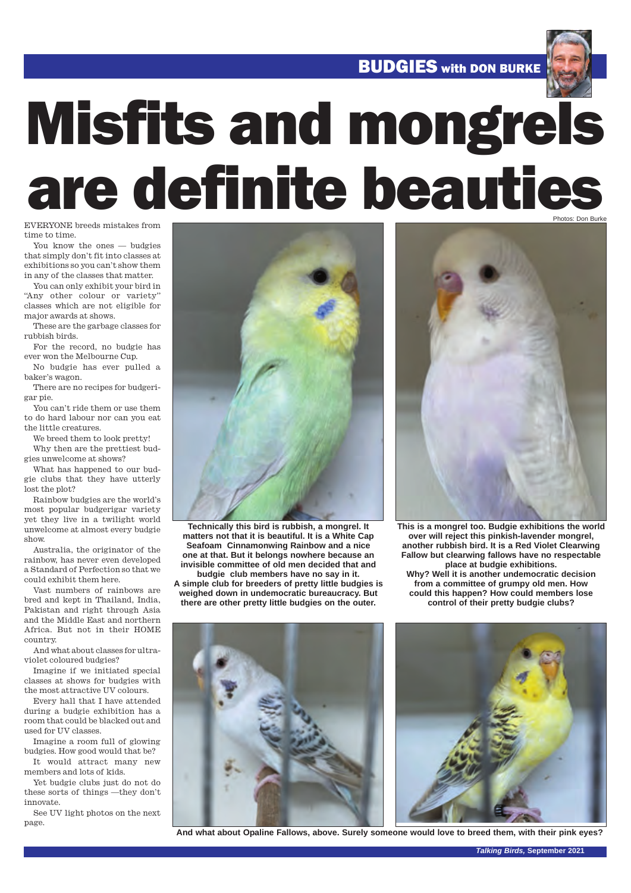BUDGIES with DON BURKE

# Misfits and mongrels are definite beauties

Photos: Don Burke

EVERYONE breeds mistakes from time to time.

You know the ones — budgies that simply don't fit into classes at exhibitions so you can't show them in any of the classes that matter.

You can only exhibit your bird in "Any other colour or variety" classes which are not eligible for major awards at shows.

These are the garbage classes for rubbish birds.

For the record, no budgie has ever won the Melbourne Cup.

No budgie has ever pulled a baker's wagon.

There are no recipes for budgerigar pie.

You can't ride them or use them to do hard labour nor can you eat the little creatures.

We breed them to look pretty!

Why then are the prettiest budgies unwelcome at shows?

What has happened to our budgie clubs that they have utterly lost the plot?

Rainbow budgies are the world's most popular budgerigar variety yet they live in a twilight world unwelcome at almost every budgie show.

Australia, the originator of the rainbow, has never even developed a Standard of Perfection so that we could exhibit them here.

Vast numbers of rainbows are bred and kept in Thailand, India, Pakistan and right through Asia and the Middle East and northern Africa. But not in their HOME country.

And what about classes for ultraviolet coloured budgies?

Imagine if we initiated special classes at shows for budgies with the most attractive UV colours.

Every hall that I have attended during a budgie exhibition has a room that could be blacked out and used for UV classes.

Imagine a room full of glowing budgies. How good would that be?

It would attract many new members and lots of kids.

Yet budgie clubs just do not do these sorts of things —they don't innovate.

See UV light photos on the next page.

**Technically this bird is rubbish, a mongrel. It matters not that it is beautiful. It is a White Cap Seafoam Cinnamonwing Rainbow and a nice one at that. But it belongs nowhere because an invisible committee of old men decided that and budgie club members have no say in it. A simple club for breeders of pretty little budgies is weighed down in undemocratic bureaucracy. But there are other pretty little budgies on the outer.**

**This is a mongrel too. Budgie exhibitions the world over will reject this pinkish-lavender mongrel, another rubbish bird. It is a Red Violet Clearwing Fallow but clearwing fallows have no respectable place at budgie exhibitions. Why? Well it is another undemocratic decision from a committee of grumpy old men. How could this happen? How could members lose control of their pretty budgie clubs?**

**And what about Opaline Fallows, above. Surely someone would love to breed them, with their pink eyes?**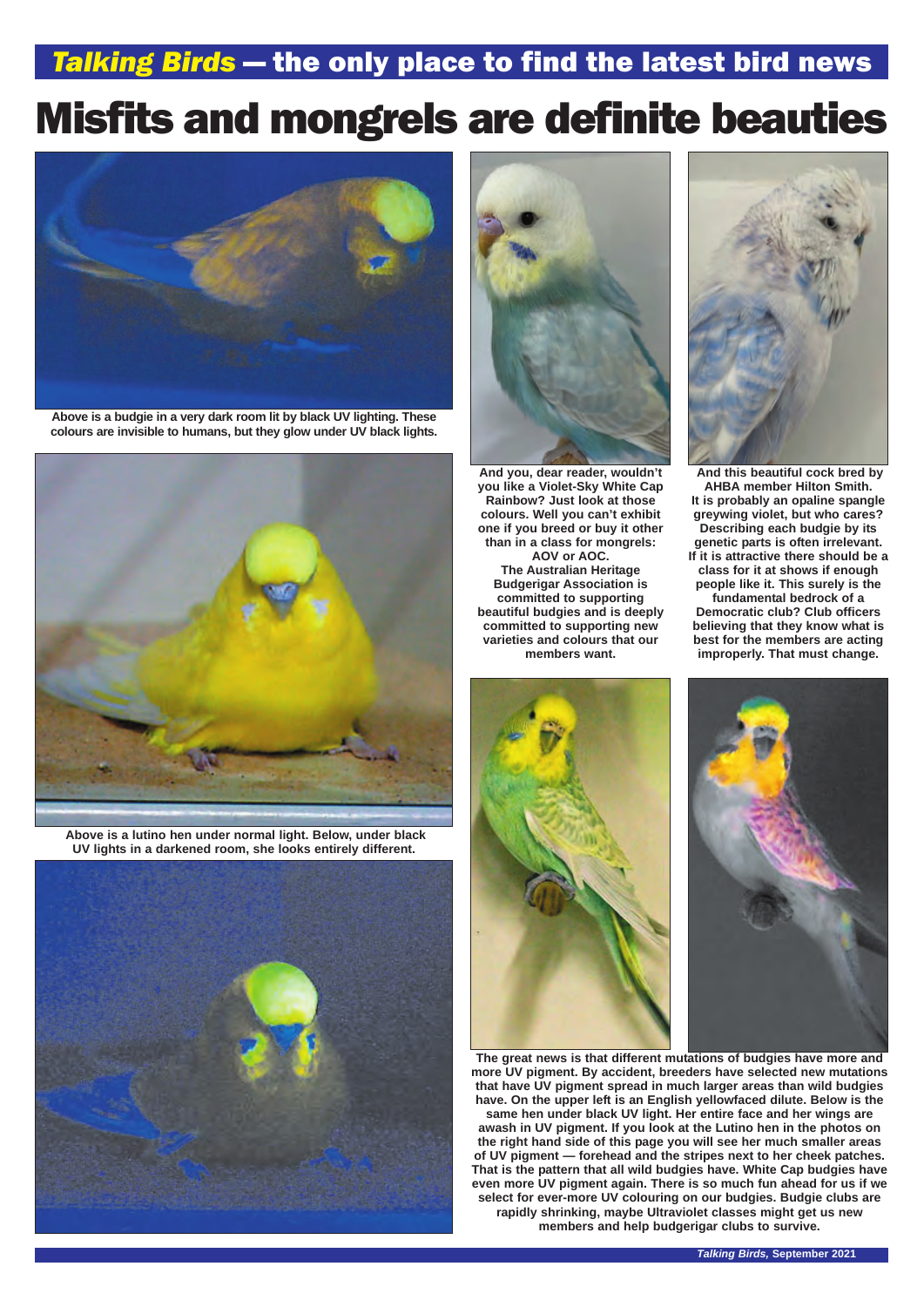*Talking Birds* — the only place to find the latest bird news

# Misfits and mongrels are definite beauties

Above is a budgie in a very dark room lit by black UV lighting. These colours are invisible to humans, but they glow under UV black lights.

Above is a lutino hen under normal light. Below, under black UV lights in a darkened room, she looks entirely different.

And you, dear reader, wouldn't you like a Violet-Sky White Cap Rainbow? Just look at those colours. Well you can't exhibit one if you breed or buy it other than in a class for mongrels: AOV or AOC. The Australian Heritage Budgerigar Association is committed to supporting beautiful budgies and is deeply committed to supporting new varieties and colours that our members want.

And this beautiful cock bred by AHBA member Hilton Smith. It is probably an opaline spangle greywing violet, but who cares? Describing each budgie by its genetic parts is often irrelevant. If it is attractive there should be a class for it at shows if enough people like it. This surely is the fundamental bedrock of a Democratic club? Club officers believing that they know what is best for the members are acting improperly. That must change.

The great news is that different mutations of budgies have more and more UV pigment. By accident, breeders have selected new mutations that have UV pigment spread in much larger areas than wild budgies have. On the upper left is an English yellowfaced dilute. Below is the same hen under black UV light. Her entire face and her wings are awash in UV pigment. If you look at the Lutino hen in the photos on the right hand side of this page you will see her much smaller areas of UV pigment — forehead and the stripes next to her cheek patches. That is the pattern that all wild budgies have. White Cap budgies have even more UV pigment again. There is so much fun ahead for us if we select for ever-more UV colouring on our budgies. Budgie clubs are rapidly shrinking, maybe Ultraviolet classes might get us new members and help budgerigar clubs to survive.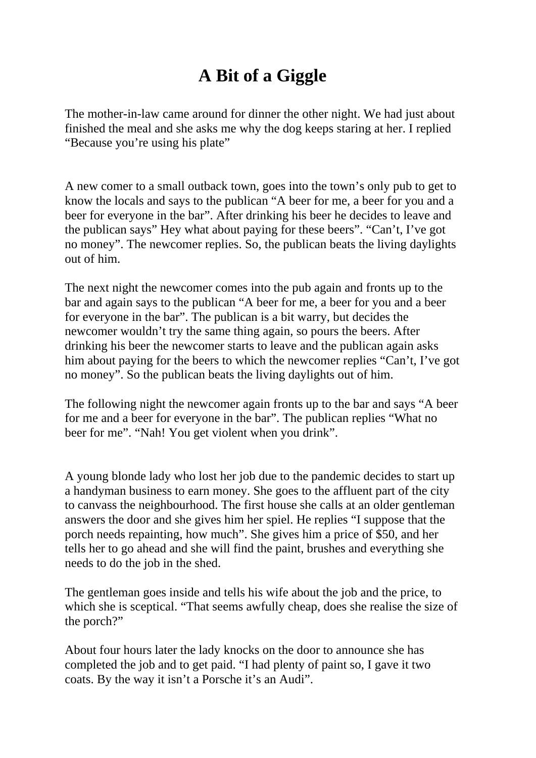# A Bit of a Giggle

The mother-in-law came around for dinner the other night. We had just about finished the meal and she asks me why the dog keeps staring at her. I replied "Because you're using his plate"

A new comer to a small outback town, goes into the town's only pub to get to know the locals and says to the publican "A beer for me, a beer for you and a beer for everyone in the bar". After drinking his beer he decides to leave and the publican says" Hey what about paying for these beers". "Can't, I've got no money". The newcomer replies. So, the publican beats the living daylights out of him.

The next night the newcomer comes into the pub again and fronts up to the bar and again says to the publican "A beer for me, a beer for you and a beer for everyone in the bar". The publican is a bit warry, but decides the newcomer wouldn't try the same thing again, so pours the beers. After drinking his beer the newcomer starts to leave and the publican again asks him about paying for the beers to which the newcomer replies "Can't, I've got no money". So the publican beats the living daylights out of him.

The following night the newcomer again fronts up to the bar and says "A beer for me and a beer for everyone in the bar". The publican replies "What no beer for me". "Nah! You get violent when you drink".

A young blonde lady who lost her job due to the pandemic decides to start up a handyman business to earn money. She goes to the affluent part of the city to canvass the neighbourhood. The first house she calls at an older gentleman answers the door and she gives him her spiel. He replies "I suppose that the porch needs repainting, how much". She gives him a price of $50, and her tells her to go ahead and she will find the paint, brushes and everything she needs to do the job in the shed.

The gentleman goes inside and tells his wife about the job and the price, to which she is sceptical. "That seems awfully cheap, does she realise the size of the porch?"

About four hours later the lady knocks on the door to announce she has completed the job and to get paid. "I had plenty of paint so, I gave it two coats. By the way it isn't a Porsche it's an Audi".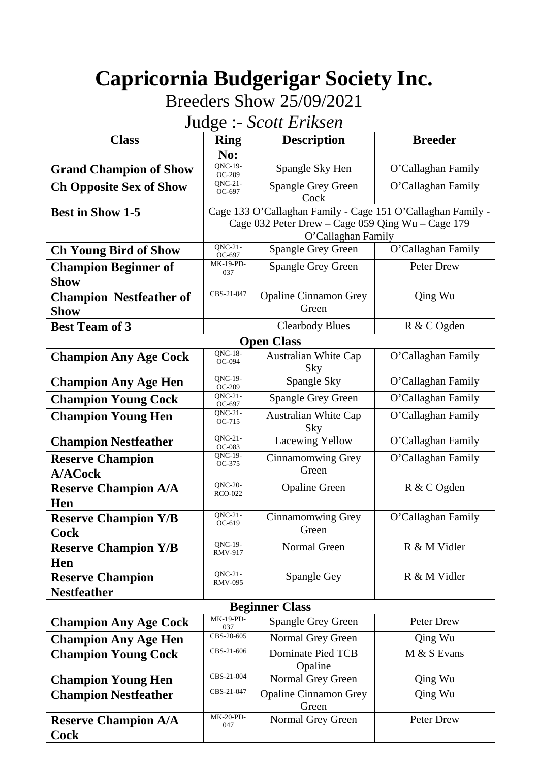# Capricornia Budgerigar Society Inc.

Breeders Show 25/09/2021

Judge :- *Scott Eriksen*

| Class | Ring No: | Description | Breeder |
|---|---|---|---|
| **Grand Champion of Show** | QNC-19-OC-209 | Spangle Sky Hen | O'Callaghan Family |
| **Ch Opposite Sex of Show** | QNC-21-OC-697 | Spangle Grey Green Cock | O'Callaghan Family |
| **Best in Show 1-5** | Cage 133 O'Callaghan Family - Cage 151 O'Callaghan Family - Cage 032 Peter Drew – Cage 059 Qing Wu – Cage 179 O'Callaghan Family | | |
| **Ch Young Bird of Show** | QNC-21-OC-697 | Spangle Grey Green | O'Callaghan Family |
| **Champion Beginner of Show** | MK-19-PD-037 | Spangle Grey Green | Peter Drew |
| **Champion Nestfeather of Show** | CBS-21-047 | Opaline Cinnamon Grey Green | Qing Wu |
| **Best Team of 3** | | Clearbody Blues | R & C Ogden |
| **Open Class** | | | |
| **Champion Any Age Cock** | QNC-18-OC-094 | Australian White Cap Sky | O'Callaghan Family |
| **Champion Any Age Hen** | QNC-19-OC-209 | Spangle Sky | O'Callaghan Family |
| **Champion Young Cock** | QNC-21-OC-697 | Spangle Grey Green | O'Callaghan Family |
| **Champion Young Hen** | QNC-21-OC-715 | Australian White Cap Sky | O'Callaghan Family |
| **Champion Nestfeather** | QNC-21-OC-083 | Lacewing Yellow | O'Callaghan Family |
| **Reserve Champion A/ACock** | QNC-19-OC-375 | Cinnamomwing Grey Green | O'Callaghan Family |
| **Reserve Champion A/A Hen** | QNC-20-RCO-022 | Opaline Green | R & C Ogden |
| **Reserve Champion Y/B Cock** | QNC-21-OC-619 | Cinnamomwing Grey Green | O'Callaghan Family |
| **Reserve Champion Y/B Hen** | QNC-19-RMV-917 | Normal Green | R & M Vidler |
| **Reserve Champion Nestfeather** | QNC-21-RMV-095 | Spangle Gey | R & M Vidler |
| **Beginner Class** | | | |
| **Champion Any Age Cock** | MK-19-PD-037 | Spangle Grey Green | Peter Drew |
| **Champion Any Age Hen** | CBS-20-605 | Normal Grey Green | Qing Wu |
| **Champion Young Cock** | CBS-21-606 | Dominate Pied TCB Opaline | M & S Evans |
| **Champion Young Hen** | CBS-21-004 | Normal Grey Green | Qing Wu |
| **Champion Nestfeather** | CBS-21-047 | Opaline Cinnamon Grey Green | Qing Wu |
| **Reserve Champion A/A Cock** | MK-20-PD-047 | Normal Grey Green | Peter Drew |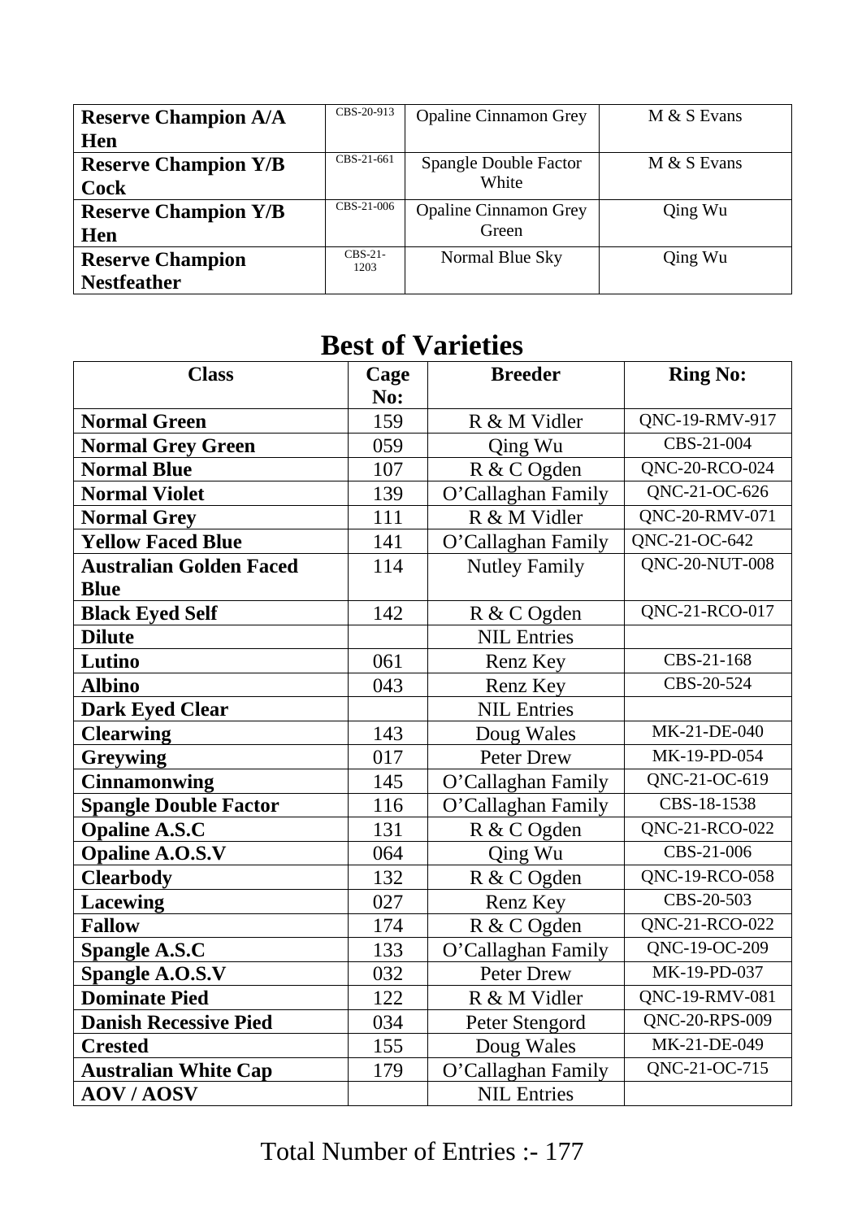| Reserve Champion A/A Hen | CBS-20-913 | Opaline Cinnamon Grey | M & S Evans |
|---|---|---|---|
| **Reserve Champion Y/B Cock** | CBS-21-661 | Spangle Double Factor White | M & S Evans |
| **Reserve Champion Y/B Hen** | CBS-21-006 | Opaline Cinnamon Grey Green | Qing Wu |
| **Reserve Champion Nestfeather** | CBS-21-1203 | Normal Blue Sky | Qing Wu |

## Best of Varieties

| Class | Cage No: | Breeder | Ring No: |
|---|---|---|---|
| **Normal Green** | 159 | R & M Vidler | QNC-19-RMV-917 |
| **Normal Grey Green** | 059 | Qing Wu | CBS-21-004 |
| **Normal Blue** | 107 | R & C Ogden | QNC-20-RCO-024 |
| **Normal Violet** | 139 | O'Callaghan Family | QNC-21-OC-626 |
| **Normal Grey** | 111 | R & M Vidler | QNC-20-RMV-071 |
| **Yellow Faced Blue** | 141 | O'Callaghan Family | QNC-21-OC-642 |
| **Australian Golden Faced Blue** | 114 | Nutley Family | QNC-20-NUT-008 |
| **Black Eyed Self** | 142 | R & C Ogden | QNC-21-RCO-017 |
| **Dilute** | | NIL Entries | |
| **Lutino** | 061 | Renz Key | CBS-21-168 |
| **Albino** | 043 | Renz Key | CBS-20-524 |
| **Dark Eyed Clear** | | NIL Entries | |
| **Clearwing** | 143 | Doug Wales | MK-21-DE-040 |
| **Greywing** | 017 | Peter Drew | MK-19-PD-054 |
| **Cinnamonwing** | 145 | O'Callaghan Family | QNC-21-OC-619 |
| **Spangle Double Factor** | 116 | O'Callaghan Family | CBS-18-1538 |
| **Opaline A.S.C** | 131 | R & C Ogden | QNC-21-RCO-022 |
| **Opaline A.O.S.V** | 064 | Qing Wu | CBS-21-006 |
| **Clearbody** | 132 | R & C Ogden | QNC-19-RCO-058 |
| **Lacewing** | 027 | Renz Key | CBS-20-503 |
| **Fallow** | 174 | R & C Ogden | QNC-21-RCO-022 |
| **Spangle A.S.C** | 133 | O'Callaghan Family | QNC-19-OC-209 |
| **Spangle A.O.S.V** | 032 | Peter Drew | MK-19-PD-037 |
| **Dominate Pied** | 122 | R & M Vidler | QNC-19-RMV-081 |
| **Danish Recessive Pied** | 034 | Peter Stengord | QNC-20-RPS-009 |
| **Crested** | 155 | Doug Wales | MK-21-DE-049 |
| **Australian White Cap** | 179 | O'Callaghan Family | QNC-21-OC-715 |
| **AOV / AOSV** | | NIL Entries | |

Total Number of Entries :- 177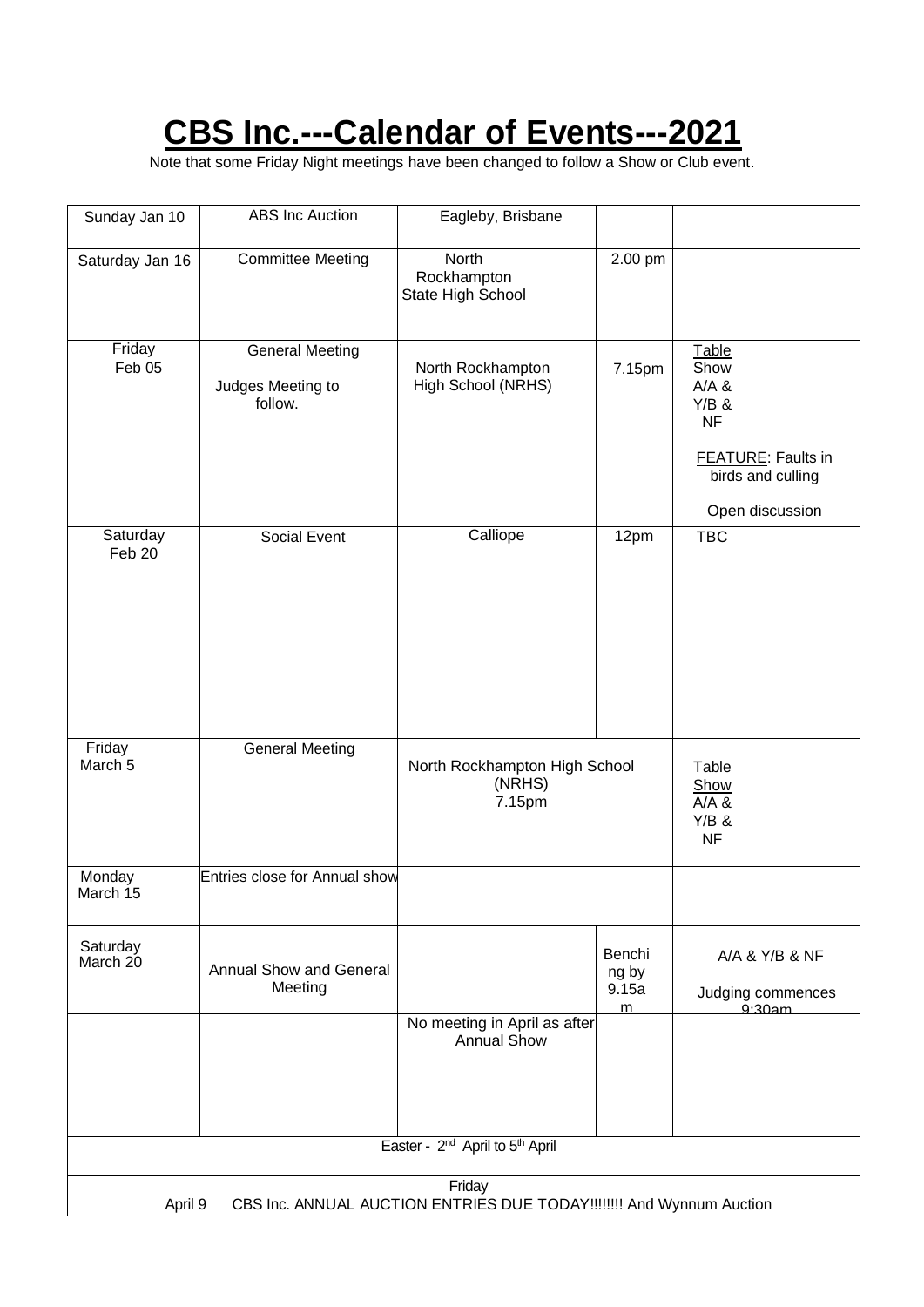# CBS Inc.---Calendar of Events---2021

Note that some Friday Night meetings have been changed to follow a Show or Club event.

| | | | | |
|---|---|---|---|---|
| Sunday Jan 10 | ABS Inc Auction | Eagleby, Brisbane | | |
| Saturday Jan 16 | Committee Meeting | North Rockhampton State High School | 2.00 pm | |
| Friday Feb 05 | General Meeting<br><br>Judges Meeting to follow. | North Rockhampton High School (NRHS) | 7.15pm | Table Show A/A & Y/B & NF<br><br>FEATURE: Faults in birds and culling<br><br>Open discussion |
| Saturday Feb 20 | Social Event | Calliope | 12pm | TBC |
| Friday March 5 | General Meeting | North Rockhampton High School (NRHS) 7.15pm | | Table Show A/A & Y/B & NF |
| Monday March 15 | Entries close for Annual show | | | |
| Saturday March 20 | Annual Show and General Meeting | | Benching by 9.15am | A/A & Y/B & NF<br><br>Judging commences 9:30am |
| | | No meeting in April as after Annual Show | | |
| Easter - 2nd April to 5th April | | | | |
| Friday April 9 CBS Inc. ANNUAL AUCTION ENTRIES DUE TODAY!!!!!!!! And Wynnum Auction | | | | |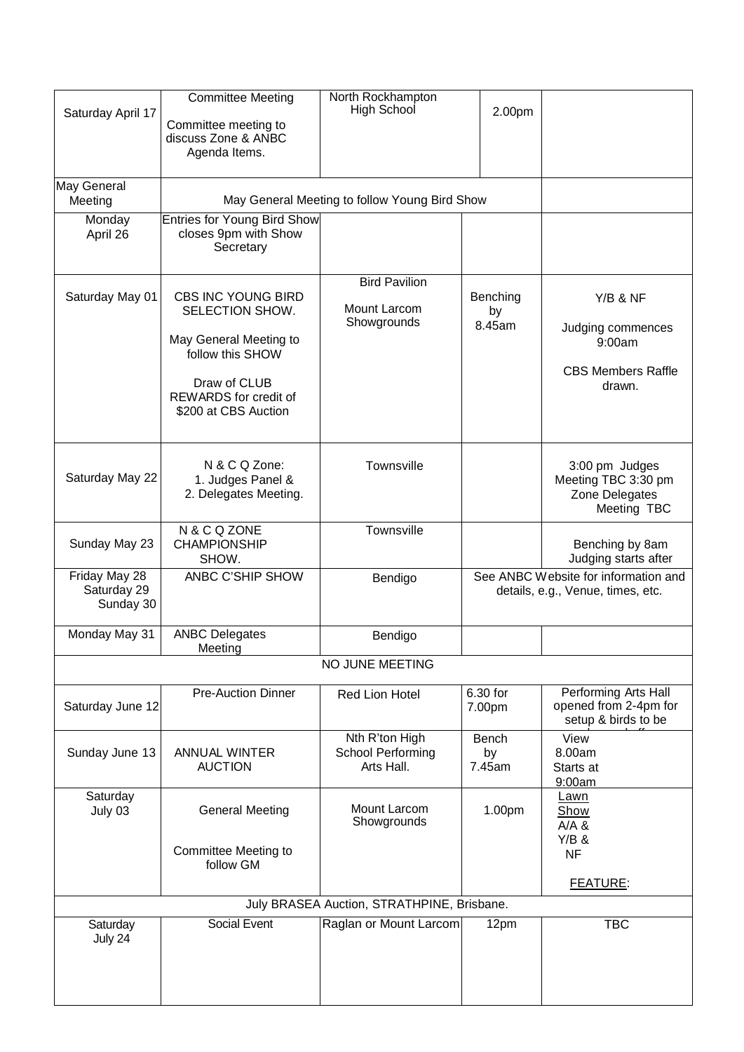| | | | | |
|---|---|---|---|---|
| Saturday April 17 | Committee Meeting<br><br>Committee meeting to discuss Zone & ANBC Agenda Items. | North Rockhampton High School | 2.00pm | |
| May General Meeting | May General Meeting to follow Young Bird Show | | | |
| Monday April 26 | Entries for Young Bird Show closes 9pm with Show Secretary | | | |
| Saturday May 01 | CBS INC YOUNG BIRD SELECTION SHOW.<br><br>May General Meeting to follow this SHOW<br><br>Draw of CLUB REWARDS for credit of $200 at CBS Auction | Bird Pavilion<br><br>Mount Larcom Showgrounds | Benching by 8.45am | Y/B & NF<br><br>Judging commences 9:00am<br><br>CBS Members Raffle drawn. |
| Saturday May 22 | N & C Q Zone:<br>1. Judges Panel &<br>2. Delegates Meeting. | Townsville | | 3:00 pm Judges Meeting TBC 3:30 pm Zone Delegates Meeting TBC |
| Sunday May 23 | N & C Q ZONE CHAMPIONSHIP SHOW. | Townsville | | Benching by 8am Judging starts after |
| Friday May 28<br>Saturday 29<br>Sunday 30 | ANBC C'SHIP SHOW | Bendigo | See ANBC Website for information and details, e.g., Venue, times, etc. | |
| Monday May 31 | ANBC Delegates Meeting | Bendigo | | |
| NO JUNE MEETING | | | | |
| Saturday June 12 | Pre-Auction Dinner | Red Lion Hotel | 6.30 for 7.00pm | Performing Arts Hall opened from 2-4pm for setup & birds to be |
| Sunday June 13 | ANNUAL WINTER AUCTION | Nth R'ton High School Performing Arts Hall. | Bench by 7.45am | View 8.00am<br>Starts at 9:00am |
| Saturday July 03 | General Meeting<br><br>Committee Meeting to follow GM | Mount Larcom Showgrounds | 1.00pm | Lawn Show<br>A/A &<br>Y/B &<br>NF<br><br>FEATURE: |
| July BRASEA Auction, STRATHPINE, Brisbane. | | | | |
| Saturday July 24 | Social Event | Raglan or Mount Larcom | 12pm | TBC |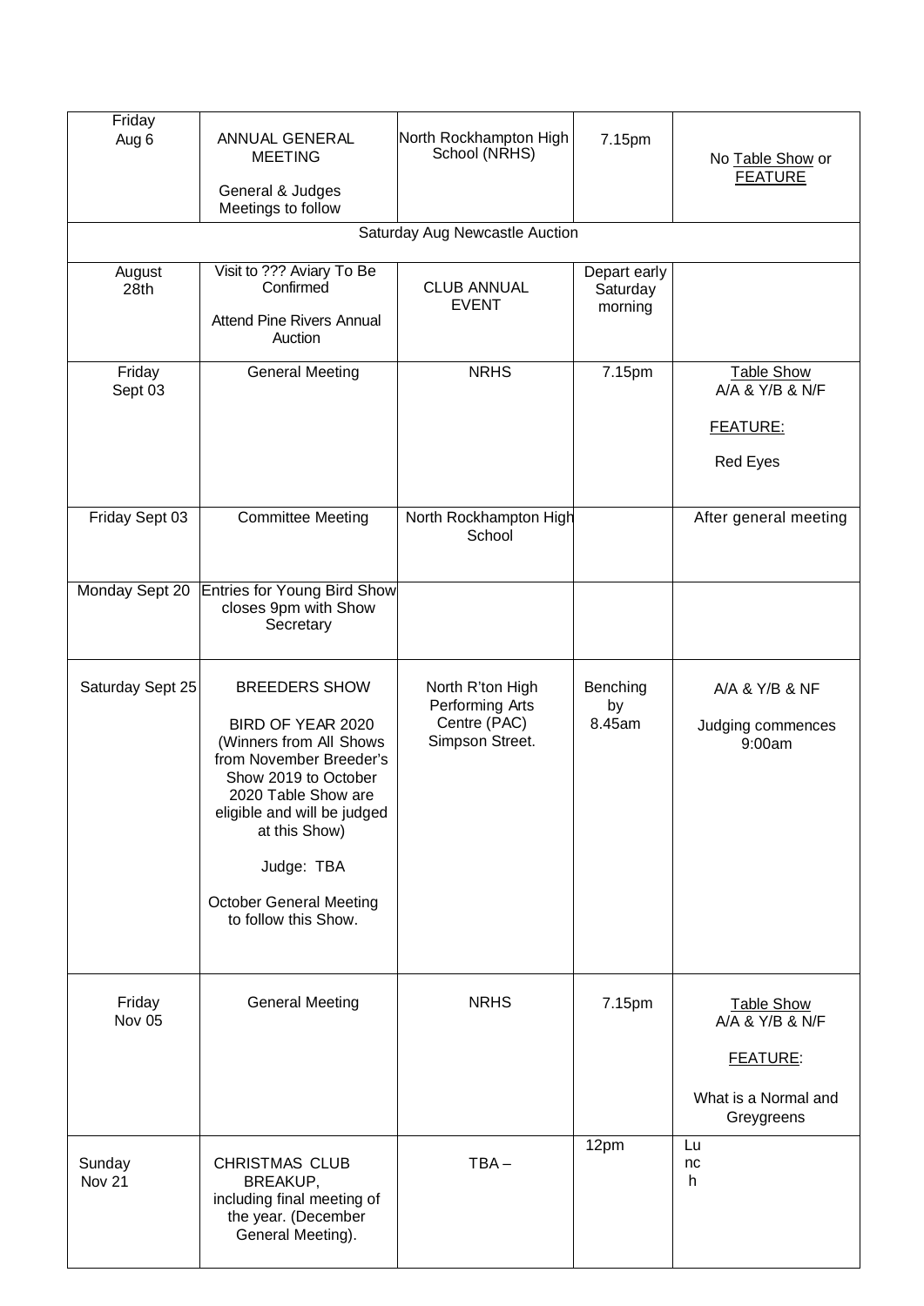| | | | | |
|---|---|---|---|---|
| Friday Aug 6 | ANNUAL GENERAL MEETING<br><br>General & Judges Meetings to follow | North Rockhampton High School (NRHS) | 7.15pm | No Table Show or FEATURE |
| Saturday Aug Newcastle Auction | | | | |
| August 28th | Visit to ??? Aviary To Be Confirmed<br><br>Attend Pine Rivers Annual Auction | CLUB ANNUAL EVENT | Depart early Saturday morning | |
| Friday Sept 03 | General Meeting | NRHS | 7.15pm | Table Show<br>A/A & Y/B & N/F<br><br>FEATURE:<br><br>Red Eyes |
| Friday Sept 03 | Committee Meeting | North Rockhampton High School | | After general meeting |
| Monday Sept 20 | Entries for Young Bird Show closes 9pm with Show Secretary | | | |
| Saturday Sept 25 | BREEDERS SHOW<br><br>BIRD OF YEAR 2020 (Winners from All Shows from November Breeder's Show 2019 to October 2020 Table Show are eligible and will be judged at this Show)<br><br>Judge: TBA<br><br>October General Meeting to follow this Show. | North R'ton High Performing Arts Centre (PAC) Simpson Street. | Benching by 8.45am | A/A & Y/B & NF<br><br>Judging commences 9:00am |
| Friday Nov 05 | General Meeting | NRHS | 7.15pm | Table Show<br>A/A & Y/B & N/F<br><br>FEATURE:<br><br>What is a Normal and Greygreens |
| Sunday Nov 21 | CHRISTMAS CLUB BREAKUP, including final meeting of the year. (December General Meeting). | TBA – | 12pm | Lunch |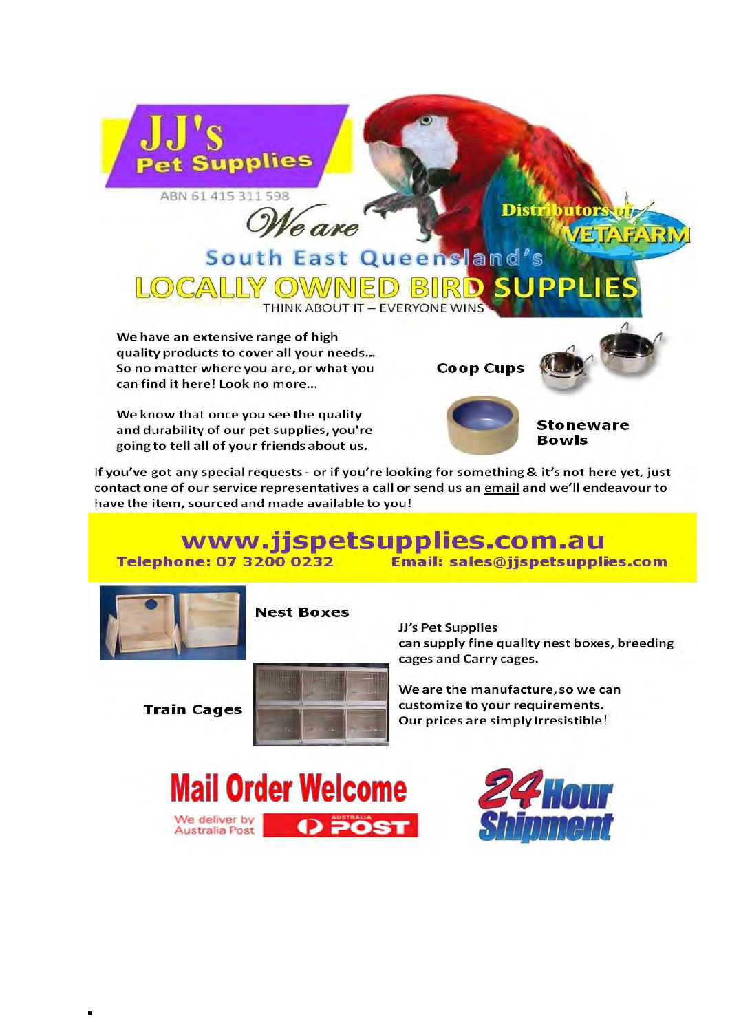# JJ's Pet Supplies

ABN 61 415 311 598

*We are*

## South East Queensland's

## LOCALLY OWNED BIRD SUPPLIES

THINK ABOUT IT – EVERYONE WINS

**Distributors of VETAFARM**

We have an extensive range of high quality products to cover all your needs... So no matter where you are, or what you can find it here! Look no more...

We know that once you see the quality and durability of our pet supplies, you're going to tell all of your friends about us.

**Coop Cups**

**Stoneware Bowls**

If you've got any special requests - or if you're looking for something & it's not here yet, just contact one of our service representatives a call or send us an email and we'll endeavour to have the item, sourced and made available to you!

## www.jjspetsupplies.com.au

**Telephone: 07 3200 0232** **Email: sales@jjspetsupplies.com**

**Nest Boxes**

**Train Cages**

JJ's Pet Supplies can supply fine quality nest boxes, breeding cages and Carry cages.

We are the manufacture, so we can customize to your requirements. Our prices are simply Irresistible!

**Mail Order Welcome**

We deliver by Australia Post

**24 Hour Shipment**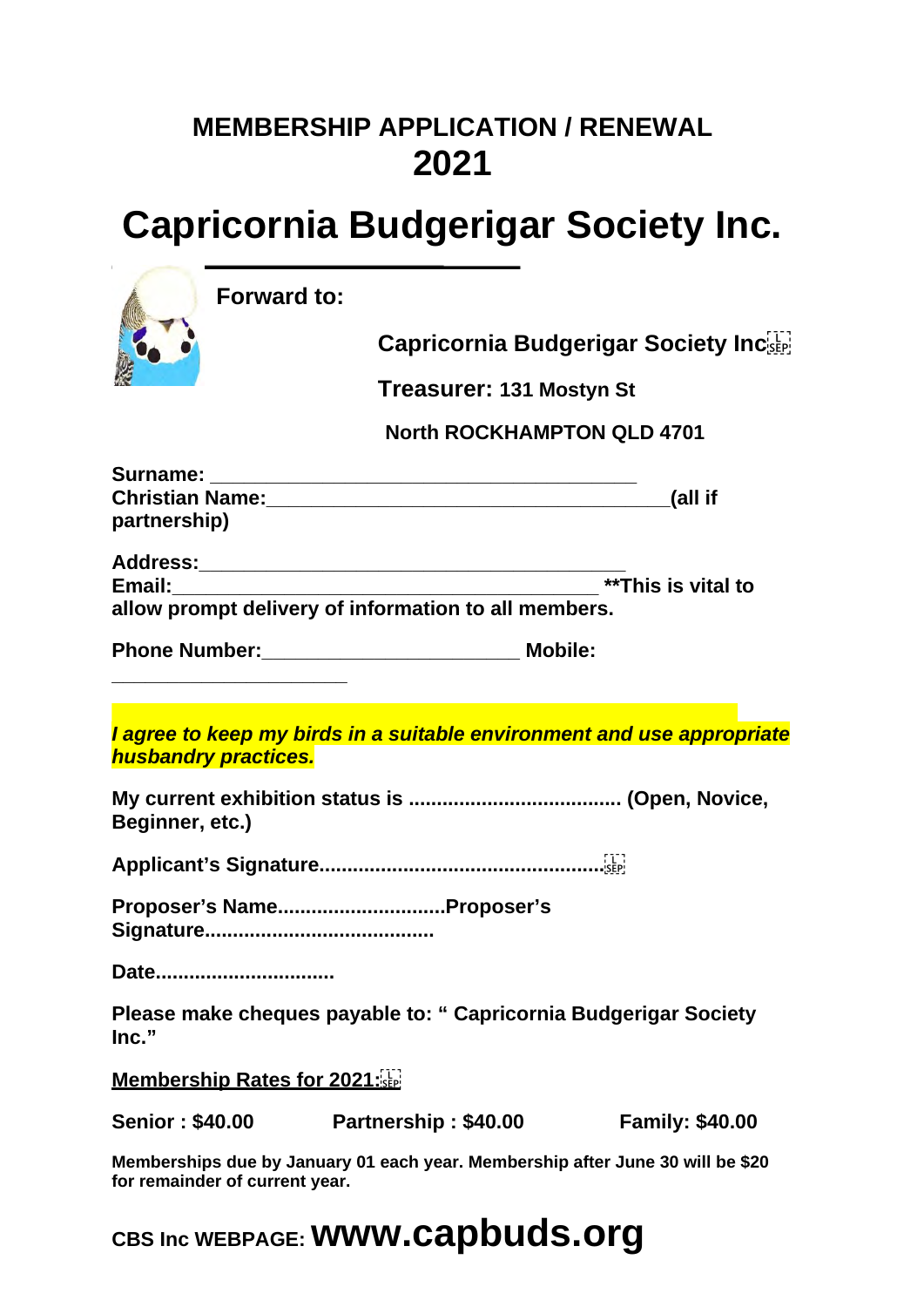## MEMBERSHIP APPLICATION / RENEWAL
## 2021

# Capricornia Budgerigar Society Inc.

**Forward to:**

**Capricornia Budgerigar Society Inc**

**Treasurer: 131 Mostyn St**

**North ROCKHAMPTON QLD 4701**

**Surname: \_\_\_\_\_\_\_\_\_\_\_\_\_\_\_\_\_\_\_\_\_\_\_\_\_\_\_\_\_\_\_\_\_\_\_\_\_\_\_\_\_\_**
**Christian Name:\_\_\_\_\_\_\_\_\_\_\_\_\_\_\_\_\_\_\_\_\_\_\_\_\_\_\_\_\_\_\_\_\_\_\_\_\_\_(all if partnership)**

**Address:\_\_\_\_\_\_\_\_\_\_\_\_\_\_\_\_\_\_\_\_\_\_\_\_\_\_\_\_\_\_\_\_\_\_\_\_\_\_\_\_\_\_**
**Email:\_\_\_\_\_\_\_\_\_\_\_\_\_\_\_\_\_\_\_\_\_\_\_\_\_\_\_\_\_\_\_\_\_\_\_\_\_\_\_\_\_\_ \*\*This is vital to allow prompt delivery of information to all members.**

**Phone Number:\_\_\_\_\_\_\_\_\_\_\_\_\_\_\_\_\_\_\_\_\_\_\_\_\_\_ Mobile: \_\_\_\_\_\_\_\_\_\_\_\_\_\_\_\_\_\_\_\_\_\_\_\_**

***I agree to keep my birds in a suitable environment and use appropriate husbandry practices.***

**My current exhibition status is ..................................... (Open, Novice, Beginner, etc.)**

**Applicant's Signature.................................................**

**Proposer's Name.............................Proposer's Signature.......................................**

**Date...............................**

**Please make cheques payable to: " Capricornia Budgerigar Society Inc."**

**Membership Rates for 2021:**

**Senior : $40.00 Partnership : $40.00 Family: $40.00**

**Memberships due by January 01 each year. Membership after June 30 will be $20 for remainder of current year.**

**CBS Inc WEBPAGE: www.capbuds.org**